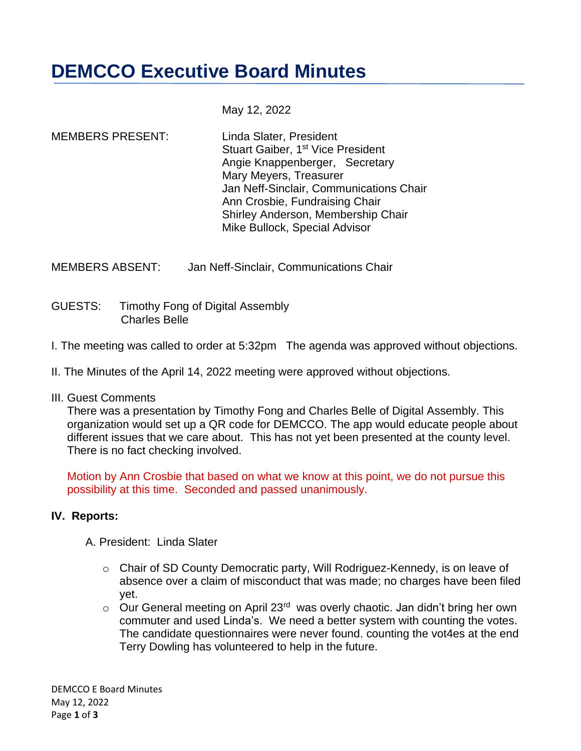# DEMCCO Executive Board Minutes

May 12, 2022

MEMBERS PRESENT:

Linda Slater, President
Stuart Gaiber, 1st Vice President
Angie Knappenberger, Secretary
Mary Meyers, Treasurer
Jan Neff-Sinclair, Communications Chair
Ann Crosbie, Fundraising Chair
Shirley Anderson, Membership Chair
Mike Bullock, Special Advisor

MEMBERS ABSENT: Jan Neff-Sinclair, Communications Chair

GUESTS: Timothy Fong of Digital Assembly
Charles Belle

I. The meeting was called to order at 5:32pm The agenda was approved without objections.

II. The Minutes of the April 14, 2022 meeting were approved without objections.

III. Guest Comments

There was a presentation by Timothy Fong and Charles Belle of Digital Assembly. This organization would set up a QR code for DEMCCO. The app would educate people about different issues that we care about. This has not yet been presented at the county level. There is no fact checking involved.

Motion by Ann Crosbie that based on what we know at this point, we do not pursue this possibility at this time. Seconded and passed unanimously.

**IV. Reports:**

A. President: Linda Slater

- Chair of SD County Democratic party, Will Rodriguez-Kennedy, is on leave of absence over a claim of misconduct that was made; no charges have been filed yet.
- Our General meeting on April 23rd was overly chaotic. Jan didn't bring her own commuter and used Linda's. We need a better system with counting the votes. The candidate questionnaires were never found. counting the vot4es at the end Terry Dowling has volunteered to help in the future.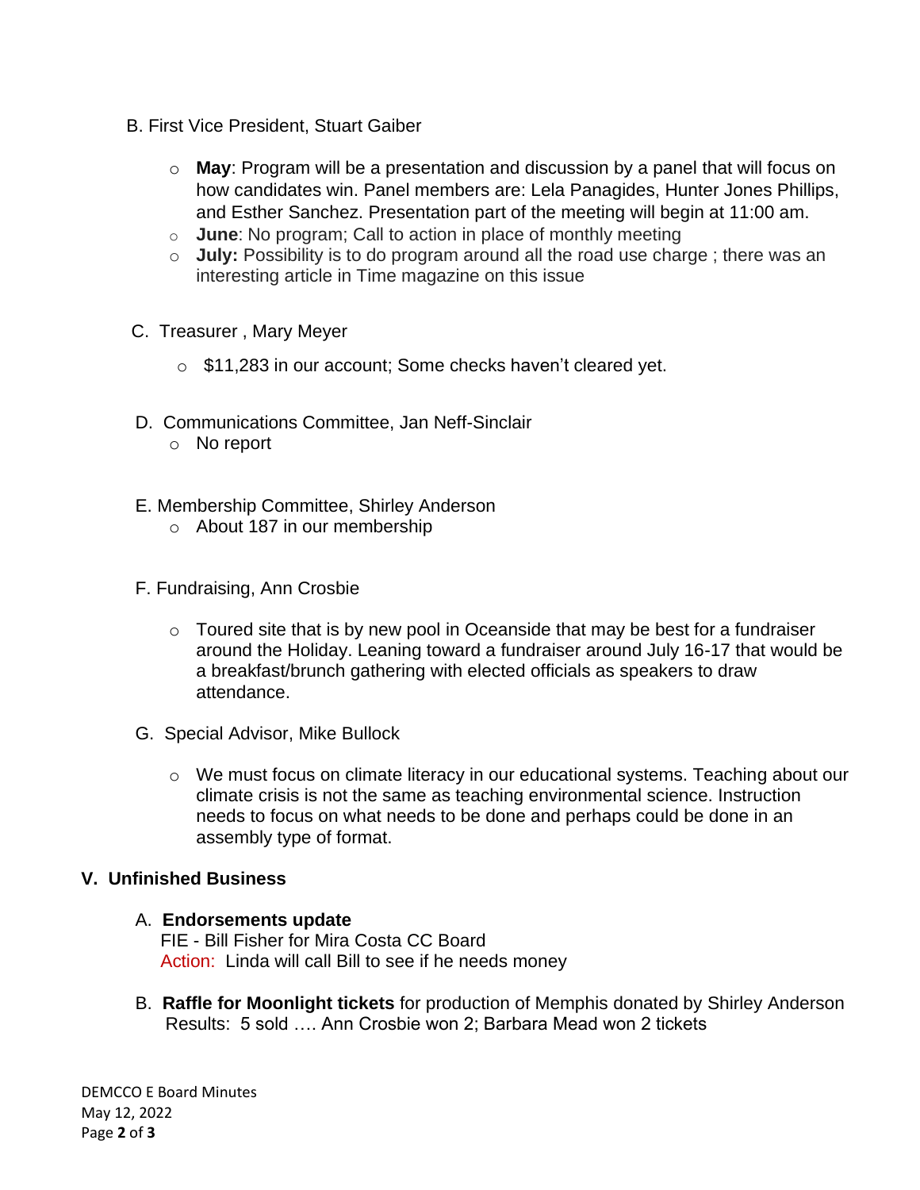B. First Vice President, Stuart Gaiber

- **May**: Program will be a presentation and discussion by a panel that will focus on how candidates win. Panel members are: Lela Panagides, Hunter Jones Phillips, and Esther Sanchez. Presentation part of the meeting will begin at 11:00 am.
- **June**: No program; Call to action in place of monthly meeting
- **July:** Possibility is to do program around all the road use charge ; there was an interesting article in Time magazine on this issue

C. Treasurer , Mary Meyer

- $11,283 in our account; Some checks haven't cleared yet.

D. Communications Committee, Jan Neff-Sinclair

- No report

E. Membership Committee, Shirley Anderson

- About 187 in our membership

F. Fundraising, Ann Crosbie

- Toured site that is by new pool in Oceanside that may be best for a fundraiser around the Holiday. Leaning toward a fundraiser around July 16-17 that would be a breakfast/brunch gathering with elected officials as speakers to draw attendance.

G. Special Advisor, Mike Bullock

- We must focus on climate literacy in our educational systems. Teaching about our climate crisis is not the same as teaching environmental science. Instruction needs to focus on what needs to be done and perhaps could be done in an assembly type of format.

## V. Unfinished Business

A. **Endorsements update**
FIE - Bill Fisher for Mira Costa CC Board
Action: Linda will call Bill to see if he needs money

B. **Raffle for Moonlight tickets** for production of Memphis donated by Shirley Anderson
Results: 5 sold …. Ann Crosbie won 2; Barbara Mead won 2 tickets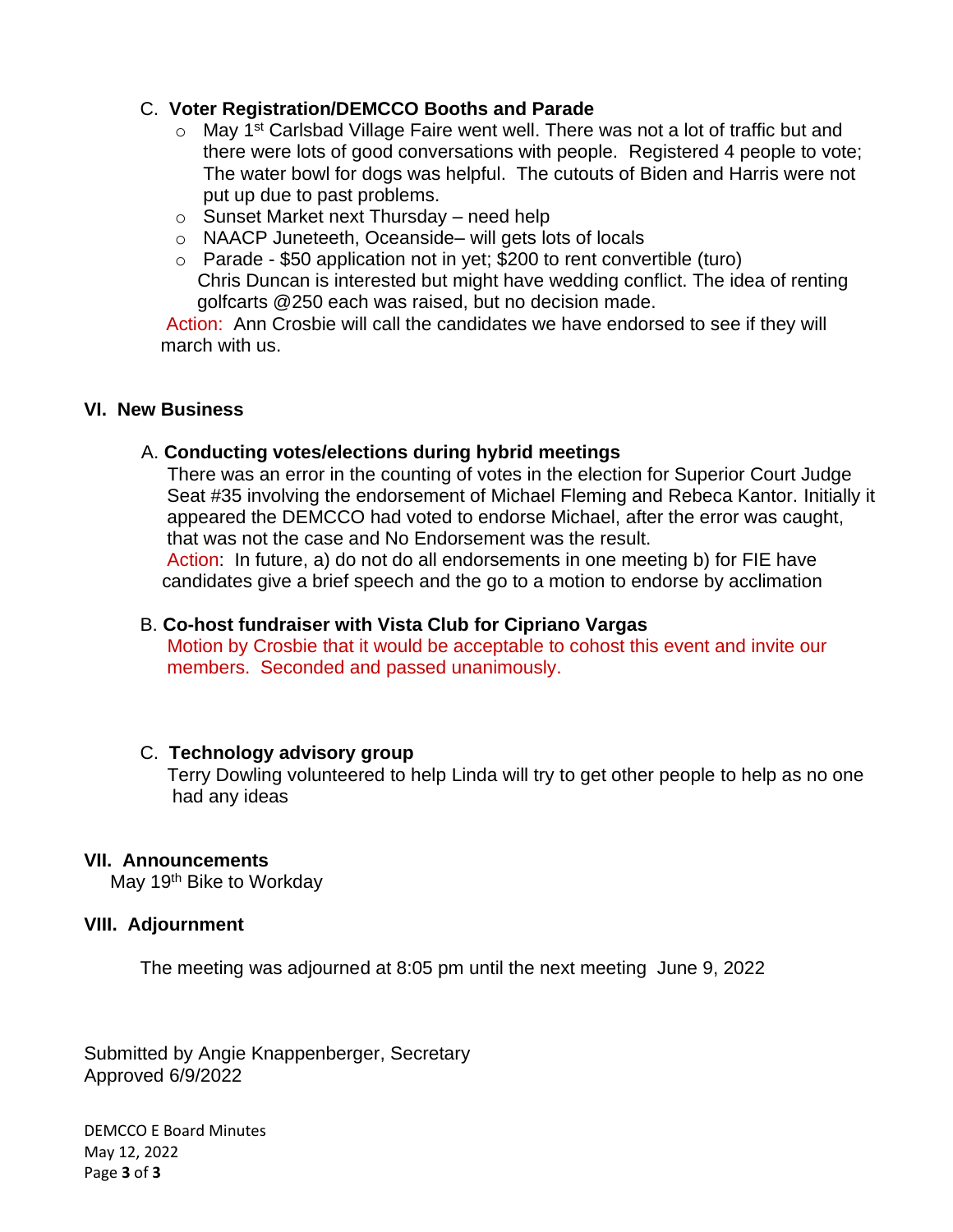### C. Voter Registration/DEMCCO Booths and Parade

- May 1st Carlsbad Village Faire went well. There was not a lot of traffic but and there were lots of good conversations with people. Registered 4 people to vote; The water bowl for dogs was helpful. The cutouts of Biden and Harris were not put up due to past problems.
- Sunset Market next Thursday – need help
- NAACP Juneteeth, Oceanside– will gets lots of locals
- Parade - $50 application not in yet; $200 to rent convertible (turo)
  Chris Duncan is interested but might have wedding conflict. The idea of renting golfcarts @250 each was raised, but no decision made.

Action: Ann Crosbie will call the candidates we have endorsed to see if they will march with us.

## VI. New Business

### A. Conducting votes/elections during hybrid meetings

There was an error in the counting of votes in the election for Superior Court Judge Seat #35 involving the endorsement of Michael Fleming and Rebeca Kantor. Initially it appeared the DEMCCO had voted to endorse Michael, after the error was caught, that was not the case and No Endorsement was the result.

Action: In future, a) do not do all endorsements in one meeting b) for FIE have candidates give a brief speech and the go to a motion to endorse by acclimation

### B. Co-host fundraiser with Vista Club for Cipriano Vargas

Motion by Crosbie that it would be acceptable to cohost this event and invite our members. Seconded and passed unanimously.

### C. Technology advisory group

Terry Dowling volunteered to help Linda will try to get other people to help as no one had any ideas

## VII. Announcements

May 19th Bike to Workday

## VIII. Adjournment

The meeting was adjourned at 8:05 pm until the next meeting June 9, 2022

Submitted by Angie Knappenberger, Secretary
Approved 6/9/2022

DEMCCO E Board Minutes
May 12, 2022